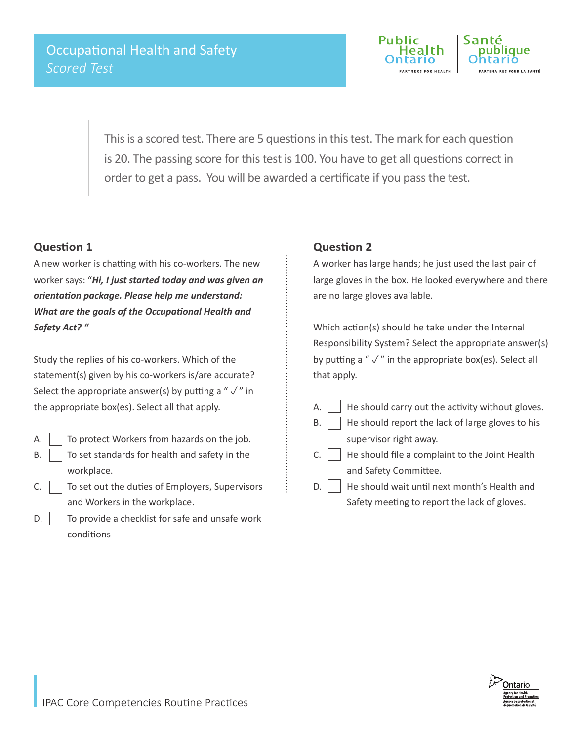# Occupational Health and Safety

*Scored Test*

This is a scored test. There are 5 questions in this test. The mark for each question is 20. The passing score for this test is 100. You have to get all questions correct in order to get a pass. You will be awarded a certificate if you pass the test.

## Question 1

A new worker is chatting with his co-workers. The new worker says: "***Hi, I just started today and was given an orientation package. Please help me understand: What are the goals of the Occupational Health and Safety Act?*** "

Study the replies of his co-workers. Which of the statement(s) given by his co-workers is/are accurate? Select the appropriate answer(s) by putting a " ✓ " in the appropriate box(es). Select all that apply.

- A. ☐ To protect Workers from hazards on the job.
- B. ☐ To set standards for health and safety in the workplace.
- C. ☐ To set out the duties of Employers, Supervisors and Workers in the workplace.
- D. ☐ To provide a checklist for safe and unsafe work conditions

## Question 2

A worker has large hands; he just used the last pair of large gloves in the box. He looked everywhere and there are no large gloves available.

Which action(s) should he take under the Internal Responsibility System? Select the appropriate answer(s) by putting a " ✓ " in the appropriate box(es). Select all that apply.

- A. ☐ He should carry out the activity without gloves.
- B. ☐ He should report the lack of large gloves to his supervisor right away.
- C. ☐ He should file a complaint to the Joint Health and Safety Committee.
- D. ☐ He should wait until next month's Health and Safety meeting to report the lack of gloves.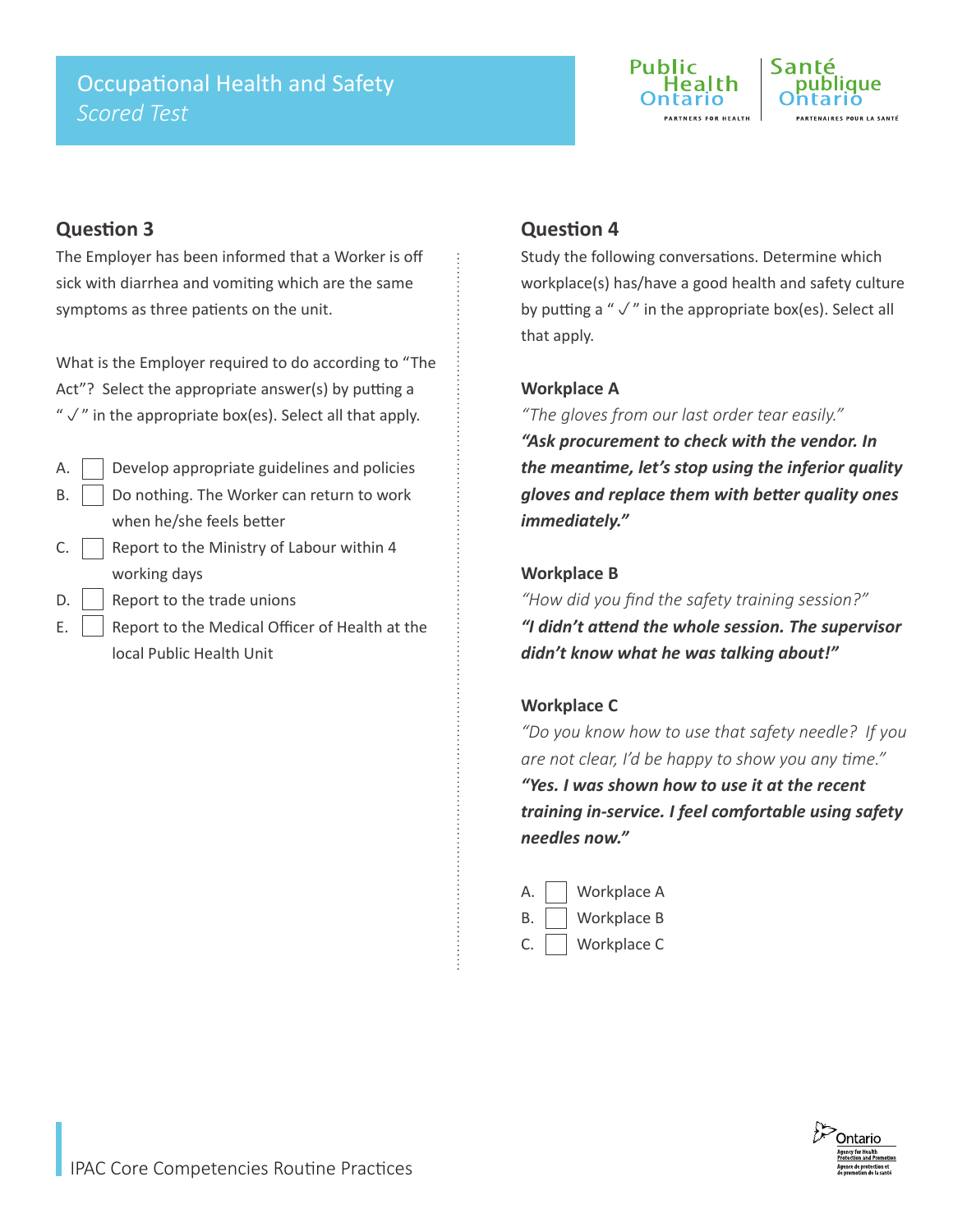## Question 3

The Employer has been informed that a Worker is off sick with diarrhea and vomiting which are the same symptoms as three patients on the unit.

What is the Employer required to do according to "The Act"? Select the appropriate answer(s) by putting a " ✓ " in the appropriate box(es). Select all that apply.

- A. ☐ Develop appropriate guidelines and policies
- B. ☐ Do nothing. The Worker can return to work when he/she feels better
- C. ☐ Report to the Ministry of Labour within 4 working days
- D. ☐ Report to the trade unions
- E. ☐ Report to the Medical Officer of Health at the local Public Health Unit

## Question 4

Study the following conversations. Determine which workplace(s) has/have a good health and safety culture by putting a " ✓ " in the appropriate box(es). Select all that apply.

### Workplace A

*"The gloves from our last order tear easily."*

***"Ask procurement to check with the vendor. In the meantime, let's stop using the inferior quality gloves and replace them with better quality ones immediately."***

### Workplace B

*"How did you find the safety training session?"*

***"I didn't attend the whole session. The supervisor didn't know what he was talking about!"***

### Workplace C

*"Do you know how to use that safety needle? If you are not clear, I'd be happy to show you any time."*

***"Yes. I was shown how to use it at the recent training in-service. I feel comfortable using safety needles now."***

- A. ☐ Workplace A
- B. ☐ Workplace B
- C. ☐ Workplace C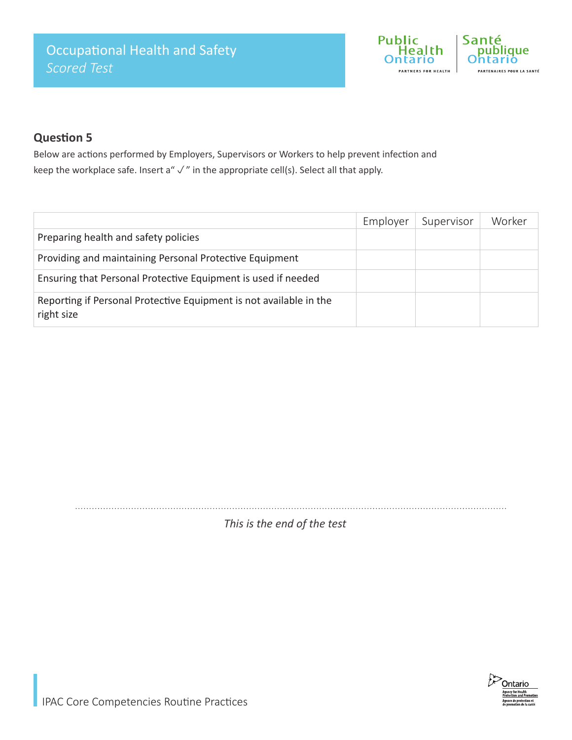# Occupational Health and Safety

*Scored Test*

### Question 5

Below are actions performed by Employers, Supervisors or Workers to help prevent infection and keep the workplace safe. Insert a" ✓" in the appropriate cell(s). Select all that apply.

| | Employer | Supervisor | Worker |
|---|---|---|---|
| Preparing health and safety policies | | | |
| Providing and maintaining Personal Protective Equipment | | | |
| Ensuring that Personal Protective Equipment is used if needed | | | |
| Reporting if Personal Protective Equipment is not available in the right size | | | |

*This is the end of the test*